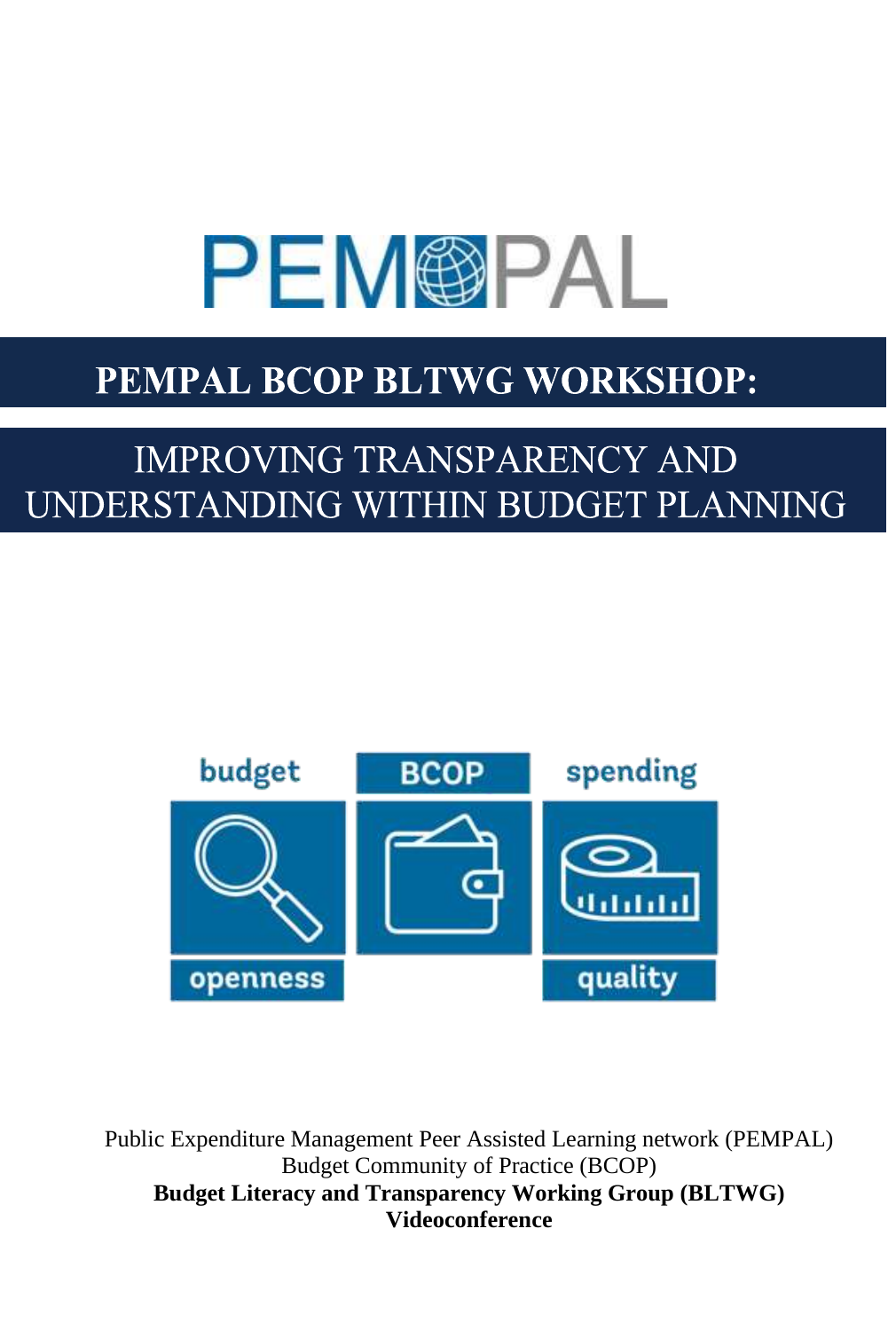PEMPAL

# PEMPAL BCOP BLTWG WORKSHOP:

## IMPROVING TRANSPARENCY AND UNDERSTANDING WITHIN BUDGET PLANNING

budget openness | BCOP | spending quality

Public Expenditure Management Peer Assisted Learning network (PEMPAL)
Budget Community of Practice (BCOP)
**Budget Literacy and Transparency Working Group (BLTWG)**
**Videoconference**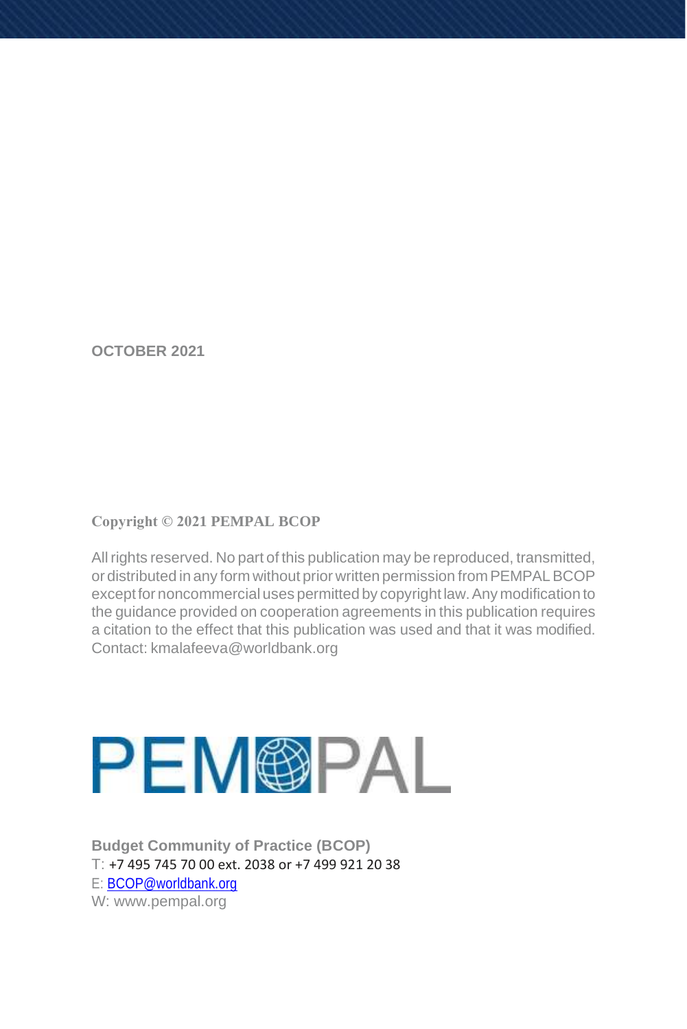**OCTOBER 2021**

**Copyright © 2021 PEMPAL BCOP**

All rights reserved. No part of this publication may be reproduced, transmitted, or distributed in any form without prior written permission from PEMPAL BCOP except for noncommercial uses permitted by copyright law. Any modification to the guidance provided on cooperation agreements in this publication requires a citation to the effect that this publication was used and that it was modified. Contact: kmalafeeva@worldbank.org

PEMPAL

**Budget Community of Practice (BCOP)**
T: +7 495 745 70 00 ext. 2038 or +7 499 921 20 38
E: BCOP@worldbank.org
W: www.pempal.org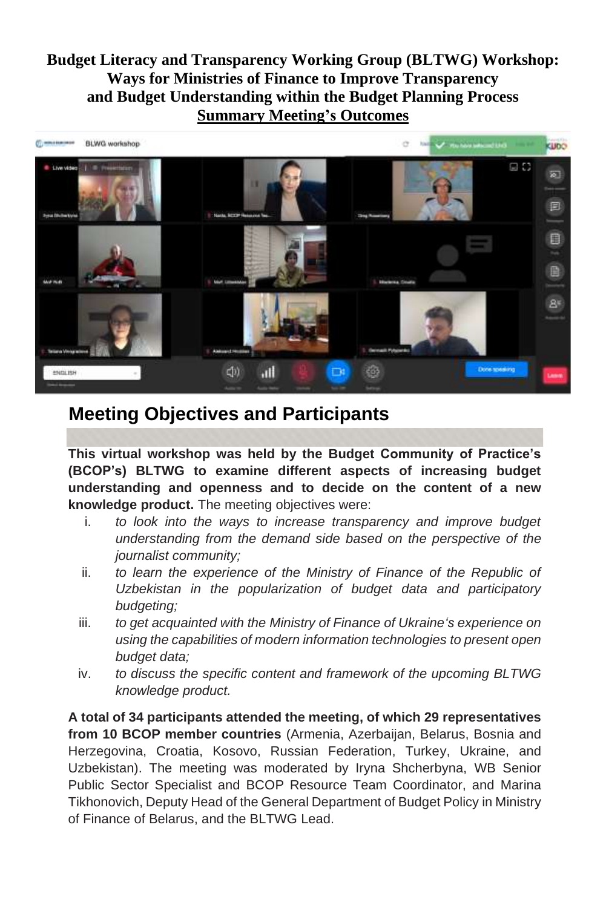**Budget Literacy and Transparency Working Group (BLTWG) Workshop: Ways for Ministries of Finance to Improve Transparency and Budget Understanding within the Budget Planning Process**

**Summary Meeting's Outcomes**

## Meeting Objectives and Participants

**This virtual workshop was held by the Budget Community of Practice's (BCOP's) BLTWG to examine different aspects of increasing budget understanding and openness and to decide on the content of a new knowledge product.** The meeting objectives were:

i. *to look into the ways to increase transparency and improve budget understanding from the demand side based on the perspective of the journalist community;*
ii. *to learn the experience of the Ministry of Finance of the Republic of Uzbekistan in the popularization of budget data and participatory budgeting;*
iii. *to get acquainted with the Ministry of Finance of Ukraine's experience on using the capabilities of modern information technologies to present open budget data;*
iv. *to discuss the specific content and framework of the upcoming BLTWG knowledge product.*

**A total of 34 participants attended the meeting, of which 29 representatives from 10 BCOP member countries** (Armenia, Azerbaijan, Belarus, Bosnia and Herzegovina, Croatia, Kosovo, Russian Federation, Turkey, Ukraine, and Uzbekistan). The meeting was moderated by Iryna Shcherbyna, WB Senior Public Sector Specialist and BCOP Resource Team Coordinator, and Marina Tikhonovich, Deputy Head of the General Department of Budget Policy in Ministry of Finance of Belarus, and the BLTWG Lead.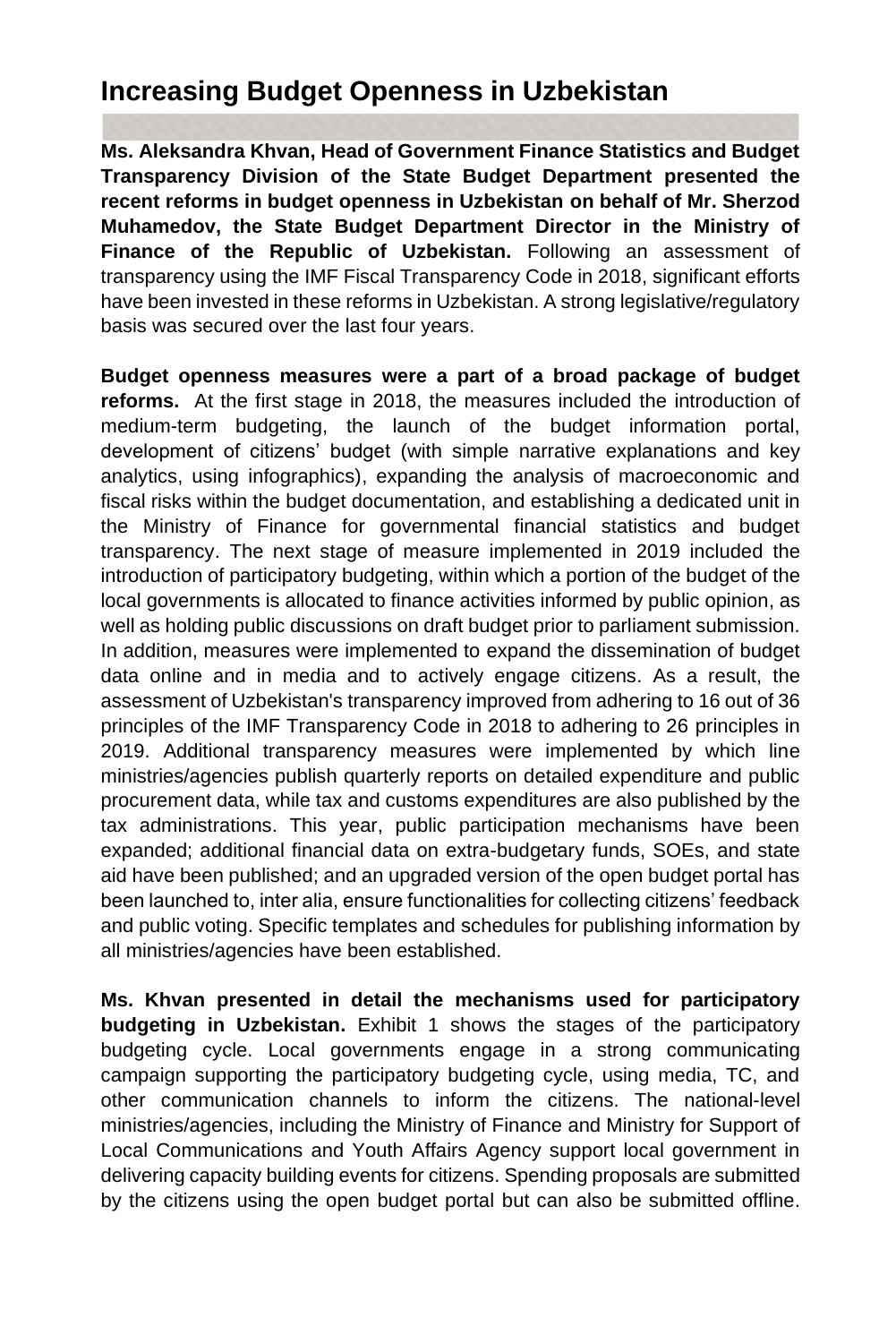# Increasing Budget Openness in Uzbekistan

**Ms. Aleksandra Khvan, Head of Government Finance Statistics and Budget Transparency Division of the State Budget Department presented the recent reforms in budget openness in Uzbekistan on behalf of Mr. Sherzod Muhamedov, the State Budget Department Director in the Ministry of Finance of the Republic of Uzbekistan.** Following an assessment of transparency using the IMF Fiscal Transparency Code in 2018, significant efforts have been invested in these reforms in Uzbekistan. A strong legislative/regulatory basis was secured over the last four years.

**Budget openness measures were a part of a broad package of budget reforms.** At the first stage in 2018, the measures included the introduction of medium-term budgeting, the launch of the budget information portal, development of citizens' budget (with simple narrative explanations and key analytics, using infographics), expanding the analysis of macroeconomic and fiscal risks within the budget documentation, and establishing a dedicated unit in the Ministry of Finance for governmental financial statistics and budget transparency. The next stage of measure implemented in 2019 included the introduction of participatory budgeting, within which a portion of the budget of the local governments is allocated to finance activities informed by public opinion, as well as holding public discussions on draft budget prior to parliament submission. In addition, measures were implemented to expand the dissemination of budget data online and in media and to actively engage citizens. As a result, the assessment of Uzbekistan's transparency improved from adhering to 16 out of 36 principles of the IMF Transparency Code in 2018 to adhering to 26 principles in 2019. Additional transparency measures were implemented by which line ministries/agencies publish quarterly reports on detailed expenditure and public procurement data, while tax and customs expenditures are also published by the tax administrations. This year, public participation mechanisms have been expanded; additional financial data on extra-budgetary funds, SOEs, and state aid have been published; and an upgraded version of the open budget portal has been launched to, inter alia, ensure functionalities for collecting citizens' feedback and public voting. Specific templates and schedules for publishing information by all ministries/agencies have been established.

**Ms. Khvan presented in detail the mechanisms used for participatory budgeting in Uzbekistan.** Exhibit 1 shows the stages of the participatory budgeting cycle. Local governments engage in a strong communicating campaign supporting the participatory budgeting cycle, using media, TC, and other communication channels to inform the citizens. The national-level ministries/agencies, including the Ministry of Finance and Ministry for Support of Local Communications and Youth Affairs Agency support local government in delivering capacity building events for citizens. Spending proposals are submitted by the citizens using the open budget portal but can also be submitted offline.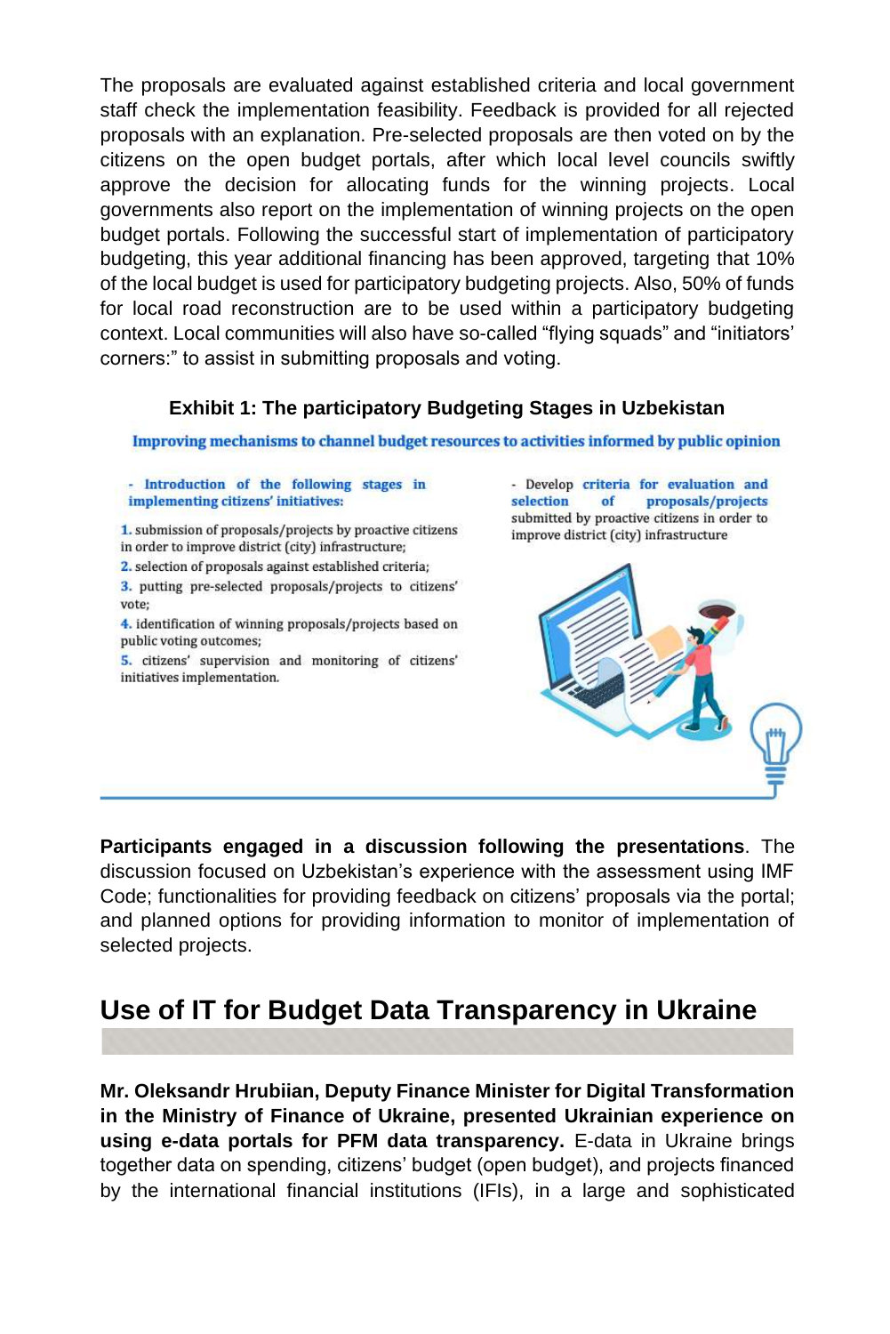The proposals are evaluated against established criteria and local government staff check the implementation feasibility. Feedback is provided for all rejected proposals with an explanation. Pre-selected proposals are then voted on by the citizens on the open budget portals, after which local level councils swiftly approve the decision for allocating funds for the winning projects. Local governments also report on the implementation of winning projects on the open budget portals. Following the successful start of implementation of participatory budgeting, this year additional financing has been approved, targeting that 10% of the local budget is used for participatory budgeting projects. Also, 50% of funds for local road reconstruction are to be used within a participatory budgeting context. Local communities will also have so-called "flying squads" and "initiators' corners:" to assist in submitting proposals and voting.

**Exhibit 1: The participatory Budgeting Stages in Uzbekistan**

**Improving mechanisms to channel budget resources to activities informed by public opinion**

- **Introduction of the following stages in implementing citizens' initiatives:**

1. submission of proposals/projects by proactive citizens in order to improve district (city) infrastructure;
2. selection of proposals against established criteria;
3. putting pre-selected proposals/projects to citizens' vote;
4. identification of winning proposals/projects based on public voting outcomes;
5. citizens' supervision and monitoring of citizens' initiatives implementation.

- Develop **criteria for evaluation and selection of proposals/projects** submitted by proactive citizens in order to improve district (city) infrastructure

**Participants engaged in a discussion following the presentations**. The discussion focused on Uzbekistan's experience with the assessment using IMF Code; functionalities for providing feedback on citizens' proposals via the portal; and planned options for providing information to monitor of implementation of selected projects.

## Use of IT for Budget Data Transparency in Ukraine

**Mr. Oleksandr Hrubiian, Deputy Finance Minister for Digital Transformation in the Ministry of Finance of Ukraine, presented Ukrainian experience on using e-data portals for PFM data transparency.** E-data in Ukraine brings together data on spending, citizens' budget (open budget), and projects financed by the international financial institutions (IFIs), in a large and sophisticated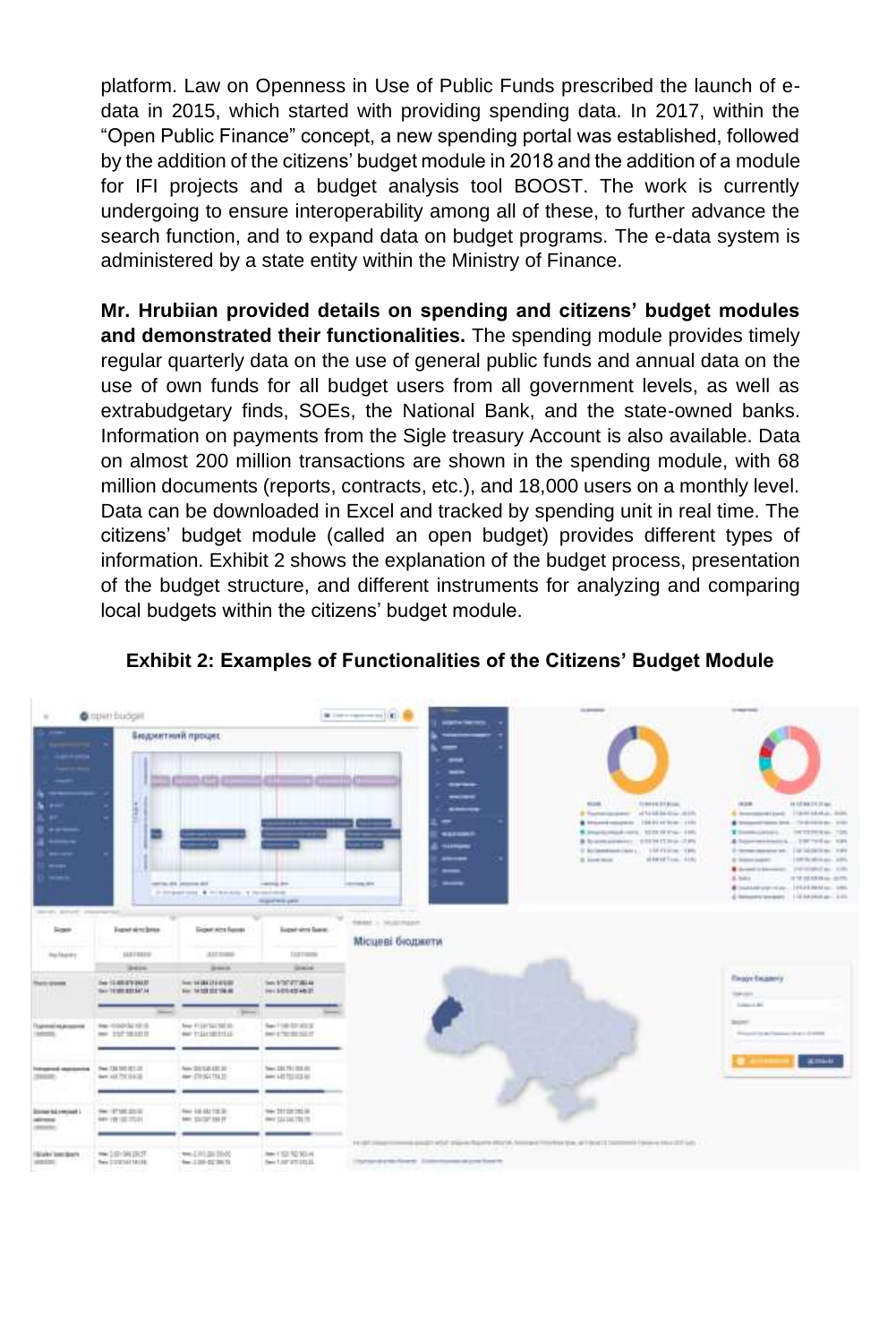platform. Law on Openness in Use of Public Funds prescribed the launch of e-data in 2015, which started with providing spending data. In 2017, within the "Open Public Finance" concept, a new spending portal was established, followed by the addition of the citizens' budget module in 2018 and the addition of a module for IFI projects and a budget analysis tool BOOST. The work is currently undergoing to ensure interoperability among all of these, to further advance the search function, and to expand data on budget programs. The e-data system is administered by a state entity within the Ministry of Finance.

**Mr. Hrubiian provided details on spending and citizens' budget modules and demonstrated their functionalities.** The spending module provides timely regular quarterly data on the use of general public funds and annual data on the use of own funds for all budget users from all government levels, as well as extrabudgetary finds, SOEs, the National Bank, and the state-owned banks. Information on payments from the Sigle treasury Account is also available. Data on almost 200 million transactions are shown in the spending module, with 68 million documents (reports, contracts, etc.), and 18,000 users on a monthly level. Data can be downloaded in Excel and tracked by spending unit in real time. The citizens' budget module (called an open budget) provides different types of information. Exhibit 2 shows the explanation of the budget process, presentation of the budget structure, and different instruments for analyzing and comparing local budgets within the citizens' budget module.

**Exhibit 2: Examples of Functionalities of the Citizens' Budget Module**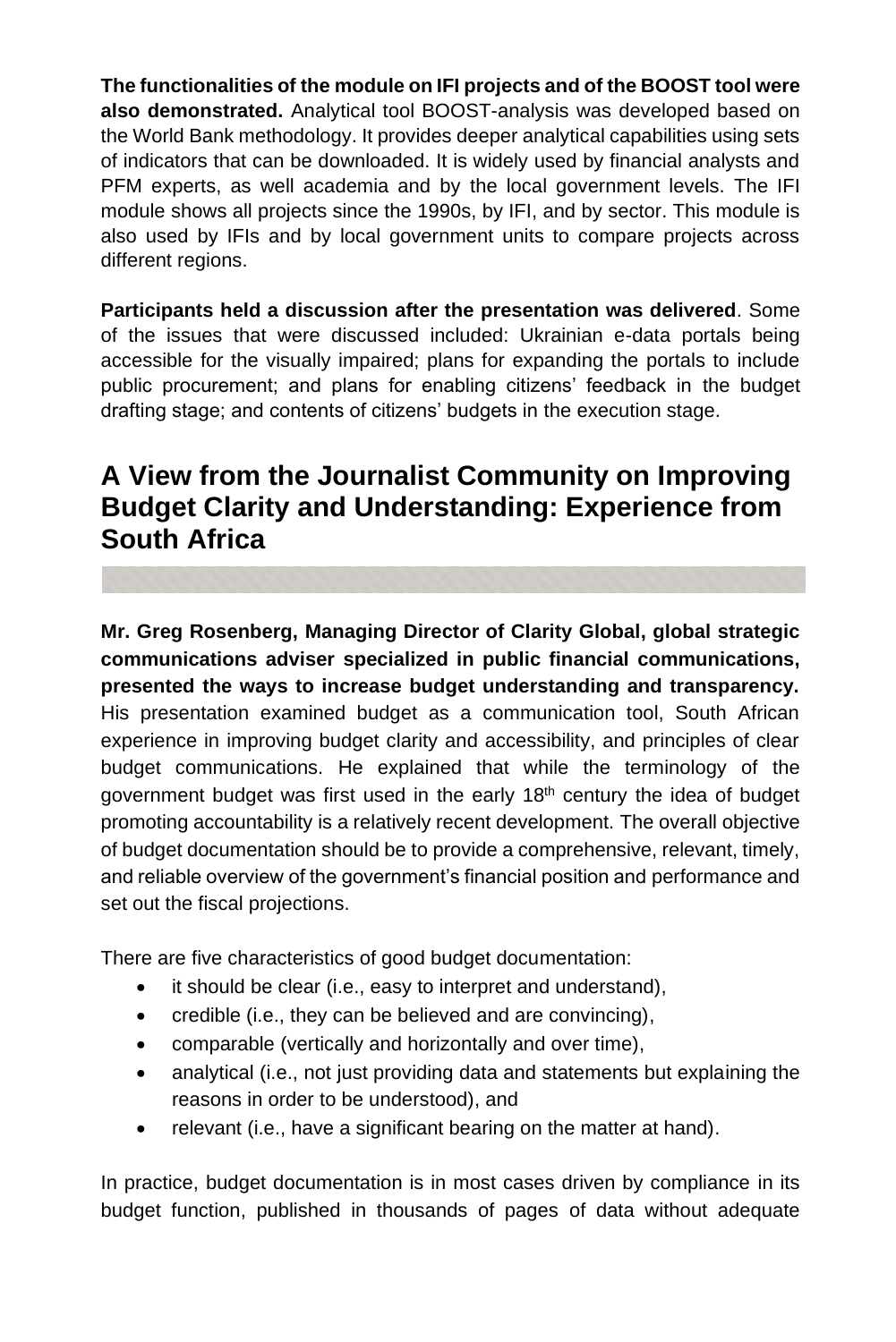**The functionalities of the module on IFI projects and of the BOOST tool were also demonstrated.** Analytical tool BOOST-analysis was developed based on the World Bank methodology. It provides deeper analytical capabilities using sets of indicators that can be downloaded. It is widely used by financial analysts and PFM experts, as well academia and by the local government levels. The IFI module shows all projects since the 1990s, by IFI, and by sector. This module is also used by IFIs and by local government units to compare projects across different regions.

**Participants held a discussion after the presentation was delivered**. Some of the issues that were discussed included: Ukrainian e-data portals being accessible for the visually impaired; plans for expanding the portals to include public procurement; and plans for enabling citizens' feedback in the budget drafting stage; and contents of citizens' budgets in the execution stage.

## A View from the Journalist Community on Improving Budget Clarity and Understanding: Experience from South Africa

**Mr. Greg Rosenberg, Managing Director of Clarity Global, global strategic communications adviser specialized in public financial communications, presented the ways to increase budget understanding and transparency.** His presentation examined budget as a communication tool, South African experience in improving budget clarity and accessibility, and principles of clear budget communications. He explained that while the terminology of the government budget was first used in the early 18th century the idea of budget promoting accountability is a relatively recent development. The overall objective of budget documentation should be to provide a comprehensive, relevant, timely, and reliable overview of the government's financial position and performance and set out the fiscal projections.

There are five characteristics of good budget documentation:

- it should be clear (i.e., easy to interpret and understand),
- credible (i.e., they can be believed and are convincing),
- comparable (vertically and horizontally and over time),
- analytical (i.e., not just providing data and statements but explaining the reasons in order to be understood), and
- relevant (i.e., have a significant bearing on the matter at hand).

In practice, budget documentation is in most cases driven by compliance in its budget function, published in thousands of pages of data without adequate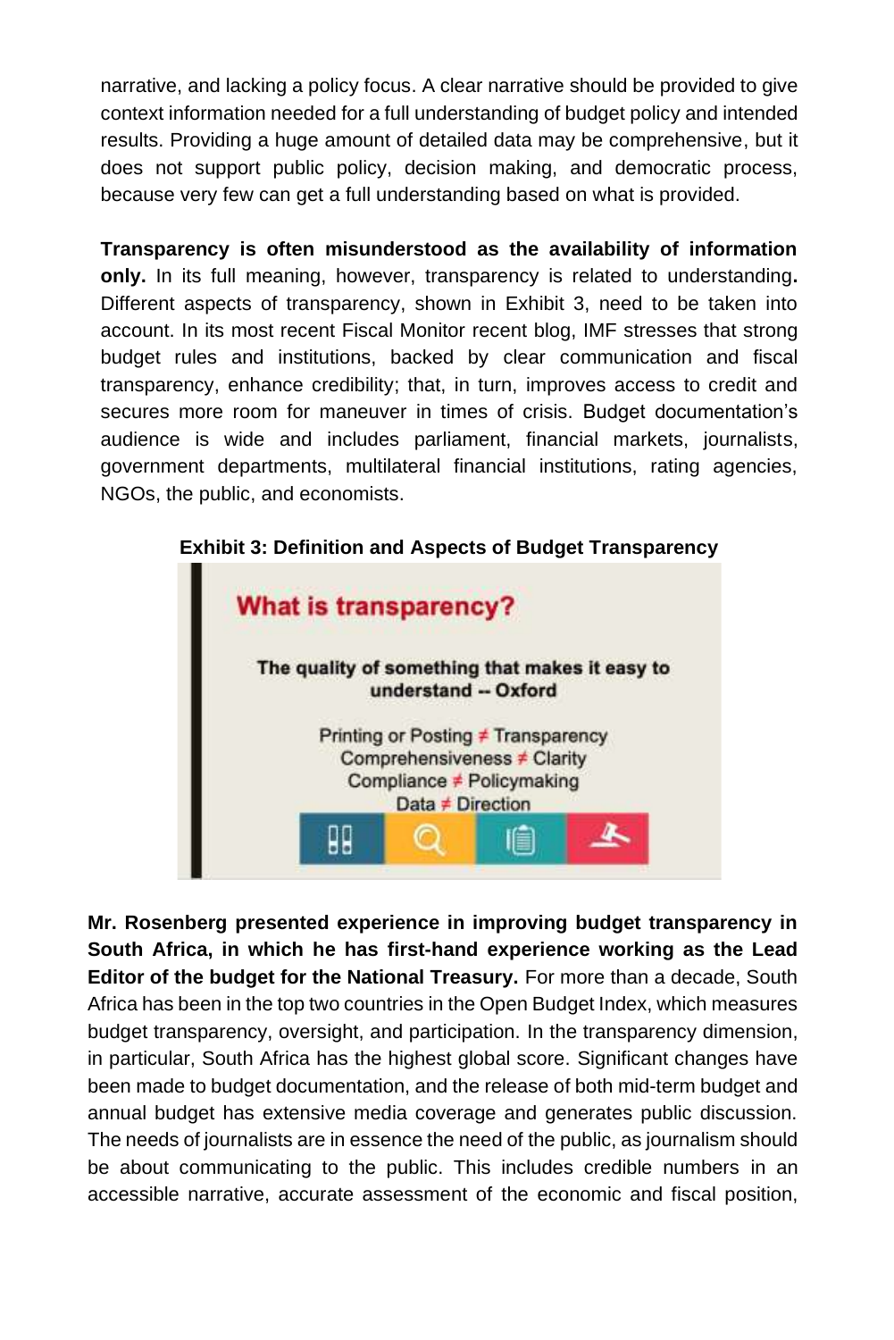narrative, and lacking a policy focus. A clear narrative should be provided to give context information needed for a full understanding of budget policy and intended results. Providing a huge amount of detailed data may be comprehensive, but it does not support public policy, decision making, and democratic process, because very few can get a full understanding based on what is provided.

**Transparency is often misunderstood as the availability of information only.** In its full meaning, however, transparency is related to understanding**.** Different aspects of transparency, shown in Exhibit 3, need to be taken into account. In its most recent Fiscal Monitor recent blog, IMF stresses that strong budget rules and institutions, backed by clear communication and fiscal transparency, enhance credibility; that, in turn, improves access to credit and secures more room for maneuver in times of crisis. Budget documentation's audience is wide and includes parliament, financial markets, journalists, government departments, multilateral financial institutions, rating agencies, NGOs, the public, and economists.

**Exhibit 3: Definition and Aspects of Budget Transparency**

**What is transparency?**

**The quality of something that makes it easy to understand -- Oxford**

Printing or Posting ≠ Transparency
Comprehensiveness ≠ Clarity
Compliance ≠ Policymaking
Data ≠ Direction

**Mr. Rosenberg presented experience in improving budget transparency in South Africa, in which he has first-hand experience working as the Lead Editor of the budget for the National Treasury.** For more than a decade, South Africa has been in the top two countries in the Open Budget Index, which measures budget transparency, oversight, and participation. In the transparency dimension, in particular, South Africa has the highest global score. Significant changes have been made to budget documentation, and the release of both mid-term budget and annual budget has extensive media coverage and generates public discussion. The needs of journalists are in essence the need of the public, as journalism should be about communicating to the public. This includes credible numbers in an accessible narrative, accurate assessment of the economic and fiscal position,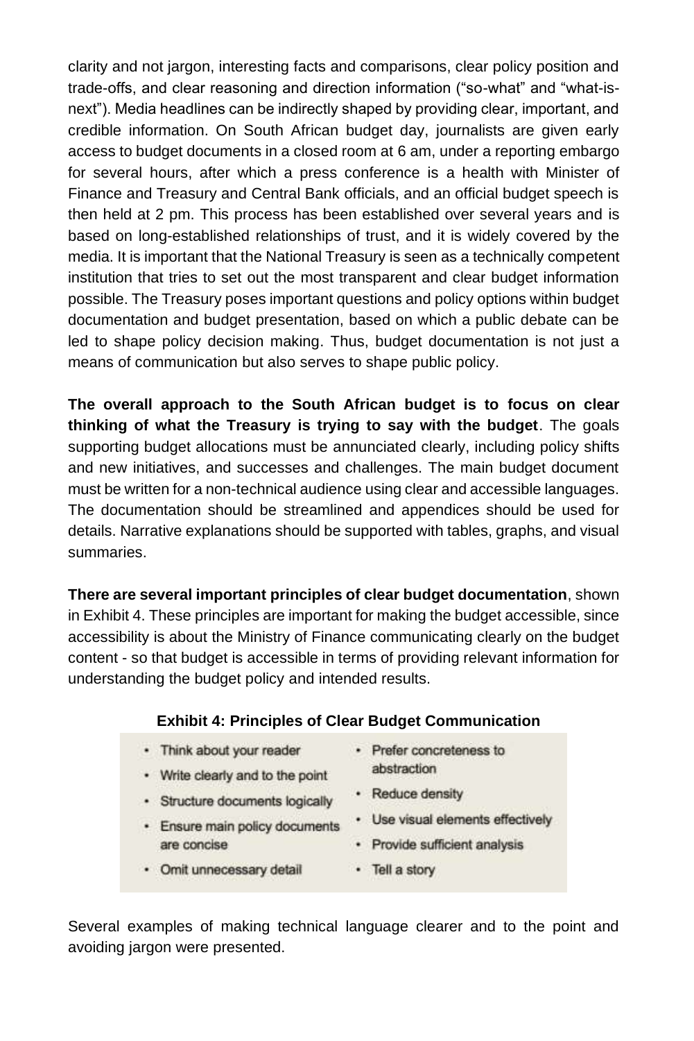clarity and not jargon, interesting facts and comparisons, clear policy position and trade-offs, and clear reasoning and direction information ("so-what" and "what-is-next"). Media headlines can be indirectly shaped by providing clear, important, and credible information. On South African budget day, journalists are given early access to budget documents in a closed room at 6 am, under a reporting embargo for several hours, after which a press conference is a health with Minister of Finance and Treasury and Central Bank officials, and an official budget speech is then held at 2 pm. This process has been established over several years and is based on long-established relationships of trust, and it is widely covered by the media. It is important that the National Treasury is seen as a technically competent institution that tries to set out the most transparent and clear budget information possible. The Treasury poses important questions and policy options within budget documentation and budget presentation, based on which a public debate can be led to shape policy decision making. Thus, budget documentation is not just a means of communication but also serves to shape public policy.

**The overall approach to the South African budget is to focus on clear thinking of what the Treasury is trying to say with the budget**. The goals supporting budget allocations must be annunciated clearly, including policy shifts and new initiatives, and successes and challenges. The main budget document must be written for a non-technical audience using clear and accessible languages. The documentation should be streamlined and appendices should be used for details. Narrative explanations should be supported with tables, graphs, and visual summaries.

**There are several important principles of clear budget documentation**, shown in Exhibit 4. These principles are important for making the budget accessible, since accessibility is about the Ministry of Finance communicating clearly on the budget content - so that budget is accessible in terms of providing relevant information for understanding the budget policy and intended results.

**Exhibit 4: Principles of Clear Budget Communication**

- Think about your reader
- Write clearly and to the point
- Structure documents logically
- Ensure main policy documents are concise
- Omit unnecessary detail
- Prefer concreteness to abstraction
- Reduce density
- Use visual elements effectively
- Provide sufficient analysis
- Tell a story

Several examples of making technical language clearer and to the point and avoiding jargon were presented.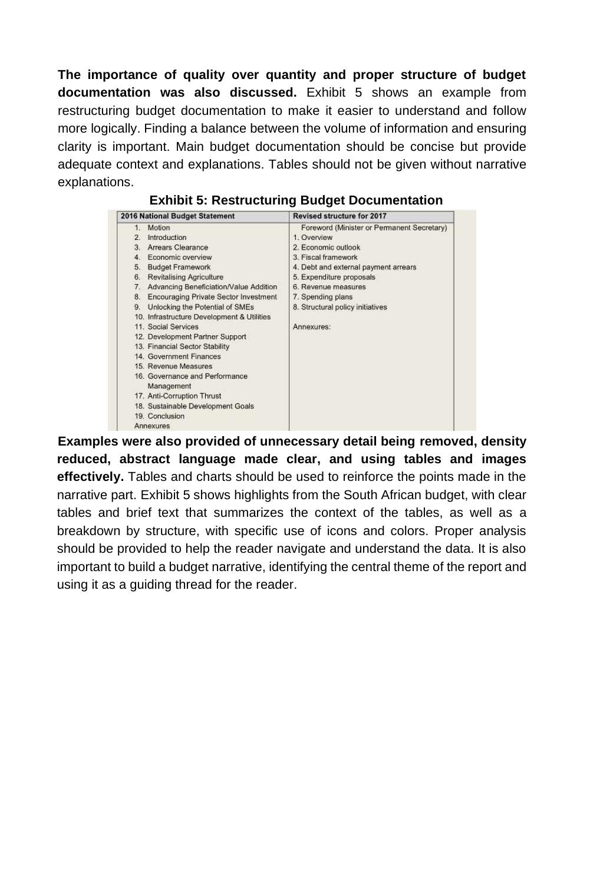**The importance of quality over quantity and proper structure of budget documentation was also discussed.** Exhibit 5 shows an example from restructuring budget documentation to make it easier to understand and follow more logically. Finding a balance between the volume of information and ensuring clarity is important. Main budget documentation should be concise but provide adequate context and explanations. Tables should not be given without narrative explanations.

**Exhibit 5: Restructuring Budget Documentation**

| 2016 National Budget Statement | Revised structure for 2017 |
|---|---|
| 1. Motion | Foreword (Minister or Permanent Secretary) |
| 2. Introduction | 1. Overview |
| 3. Arrears Clearance | 2. Economic outlook |
| 4. Economic overview | 3. Fiscal framework |
| 5. Budget Framework | 4. Debt and external payment arrears |
| 6. Revitalising Agriculture | 5. Expenditure proposals |
| 7. Advancing Beneficiation/Value Addition | 6. Revenue measures |
| 8. Encouraging Private Sector Investment | 7. Spending plans |
| 9. Unlocking the Potential of SMEs | 8. Structural policy initiatives |
| 10. Infrastructure Development & Utilities | |
| 11. Social Services | Annexures: |
| 12. Development Partner Support | |
| 13. Financial Sector Stability | |
| 14. Government Finances | |
| 15. Revenue Measures | |
| 16. Governance and Performance Management | |
| 17. Anti-Corruption Thrust | |
| 18. Sustainable Development Goals | |
| 19. Conclusion | |
| Annexures | |

**Examples were also provided of unnecessary detail being removed, density reduced, abstract language made clear, and using tables and images effectively.** Tables and charts should be used to reinforce the points made in the narrative part. Exhibit 5 shows highlights from the South African budget, with clear tables and brief text that summarizes the context of the tables, as well as a breakdown by structure, with specific use of icons and colors. Proper analysis should be provided to help the reader navigate and understand the data. It is also important to build a budget narrative, identifying the central theme of the report and using it as a guiding thread for the reader.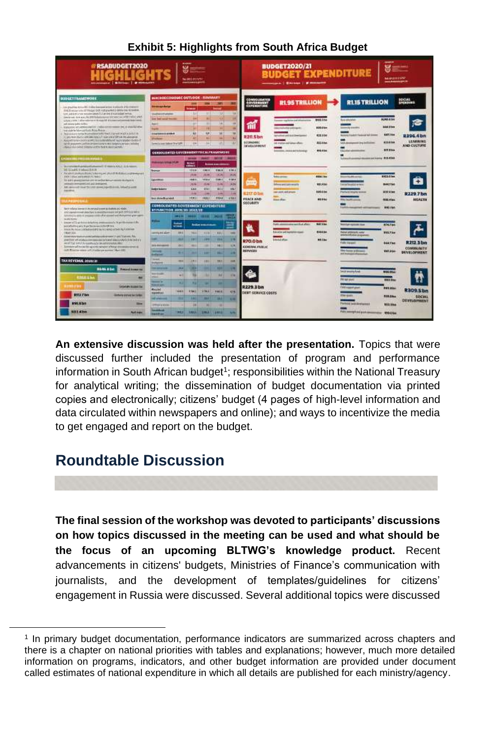**Exhibit 5: Highlights from South Africa Budget**

**An extensive discussion was held after the presentation.** Topics that were discussed further included the presentation of program and performance information in South African budget[1]; responsibilities within the National Treasury for analytical writing; the dissemination of budget documentation via printed copies and electronically; citizens' budget (4 pages of high-level information and data circulated within newspapers and online); and ways to incentivize the media to get engaged and report on the budget.

## Roundtable Discussion

**The final session of the workshop was devoted to participants' discussions on how topics discussed in the meeting can be used and what should be the focus of an upcoming BLTWG's knowledge product.** Recent advancements in citizens' budgets, Ministries of Finance's communication with journalists, and the development of templates/guidelines for citizens' engagement in Russia were discussed. Several additional topics were discussed

[1] In primary budget documentation, performance indicators are summarized across chapters and there is a chapter on national priorities with tables and explanations; however, much more detailed information on programs, indicators, and other budget information are provided under document called estimates of national expenditure in which all details are published for each ministry/agency.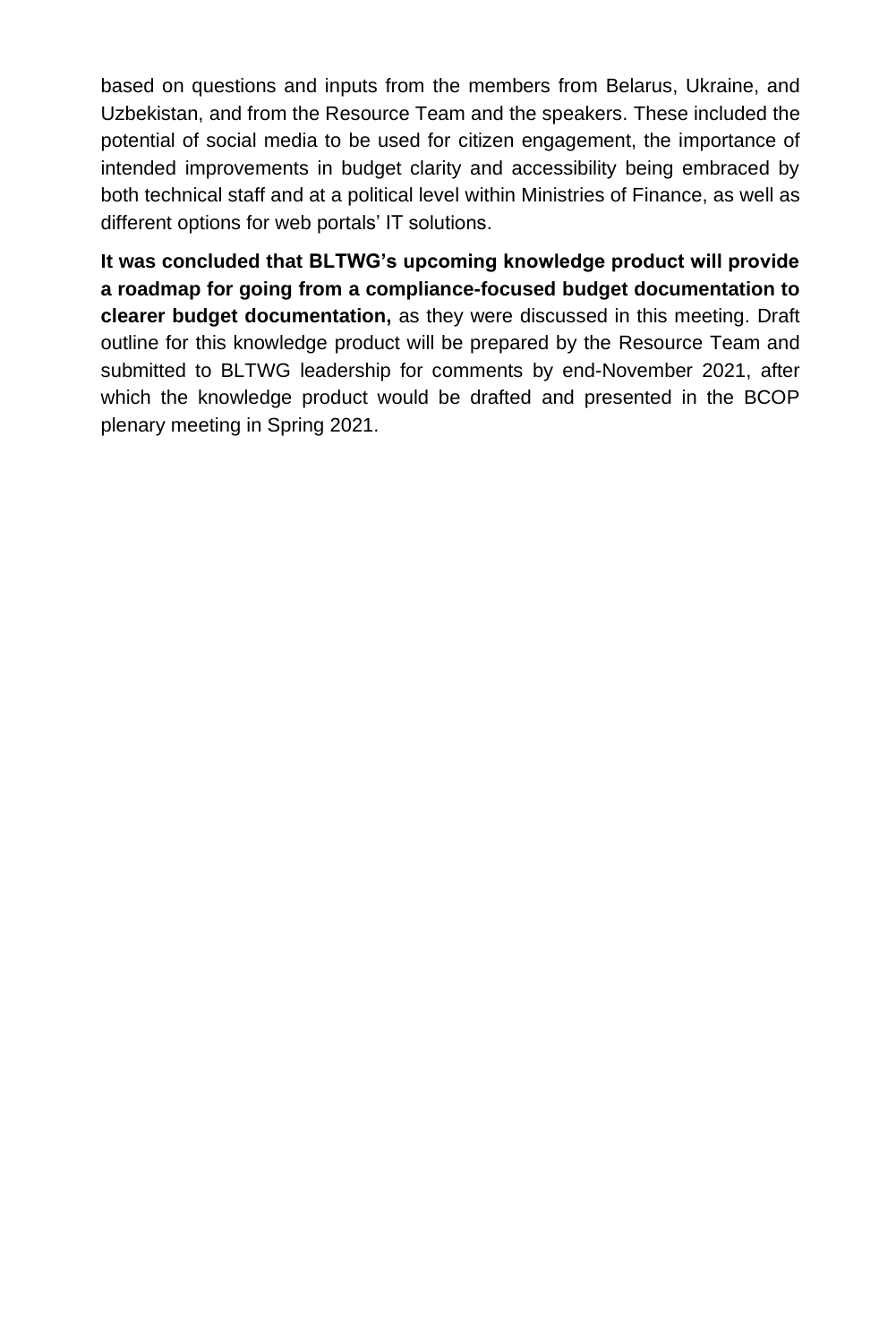based on questions and inputs from the members from Belarus, Ukraine, and Uzbekistan, and from the Resource Team and the speakers. These included the potential of social media to be used for citizen engagement, the importance of intended improvements in budget clarity and accessibility being embraced by both technical staff and at a political level within Ministries of Finance, as well as different options for web portals' IT solutions.

**It was concluded that BLTWG's upcoming knowledge product will provide a roadmap for going from a compliance-focused budget documentation to clearer budget documentation,** as they were discussed in this meeting. Draft outline for this knowledge product will be prepared by the Resource Team and submitted to BLTWG leadership for comments by end-November 2021, after which the knowledge product would be drafted and presented in the BCOP plenary meeting in Spring 2021.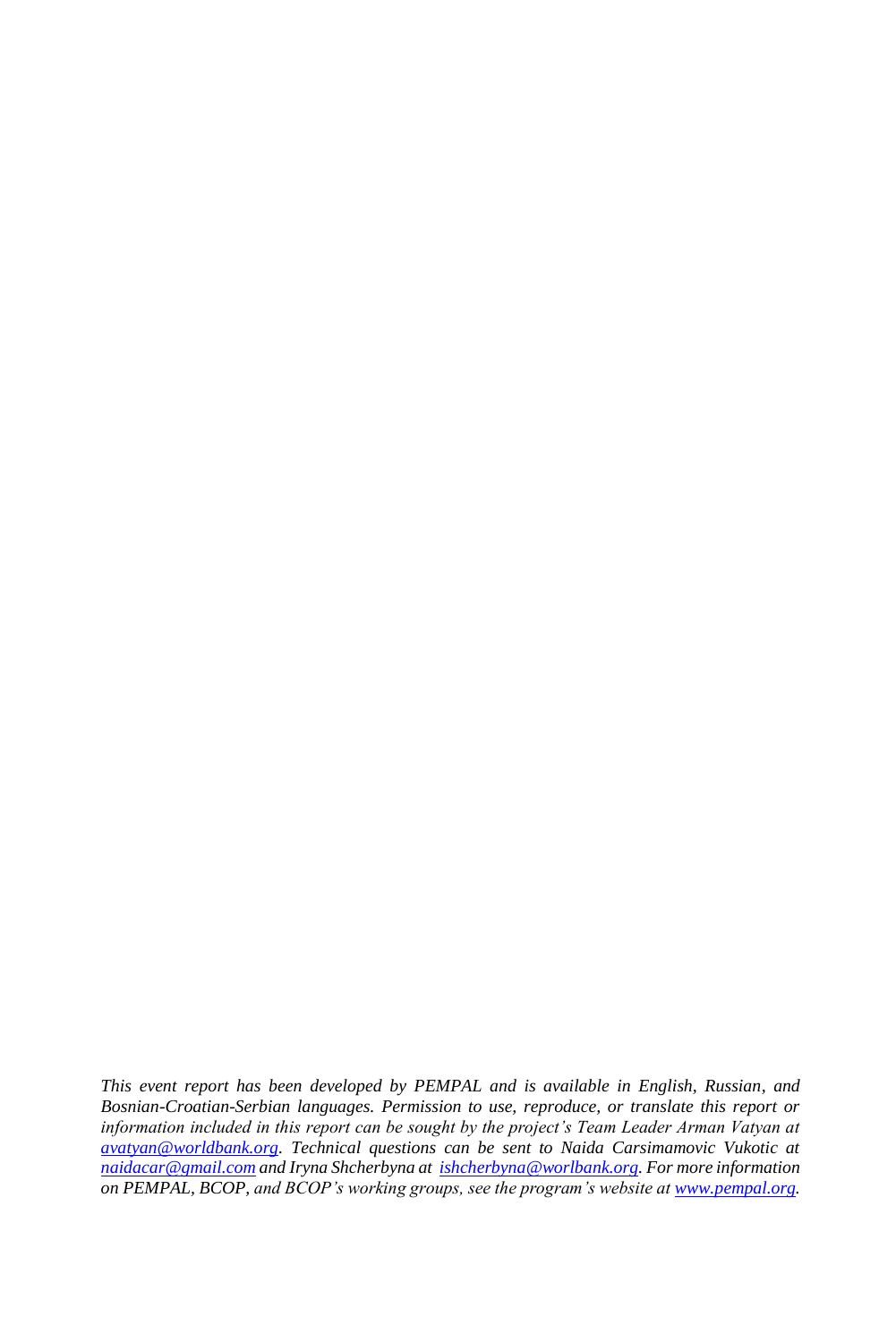*This event report has been developed by PEMPAL and is available in English, Russian, and Bosnian-Croatian-Serbian languages. Permission to use, reproduce, or translate this report or information included in this report can be sought by the project's Team Leader Arman Vatyan at [avatyan@worldbank.org](mailto:avatyan@worldbank.org). Technical questions can be sent to Naida Carsimamovic Vukotic at [naidacar@gmail.com](mailto:naidacar@gmail.com) and Iryna Shcherbyna at [ishcherbyna@worlbank.org](mailto:ishcherbyna@worlbank.org). For more information on PEMPAL, BCOP, and BCOP's working groups, see the program's website at [www.pempal.org](http://www.pempal.org).*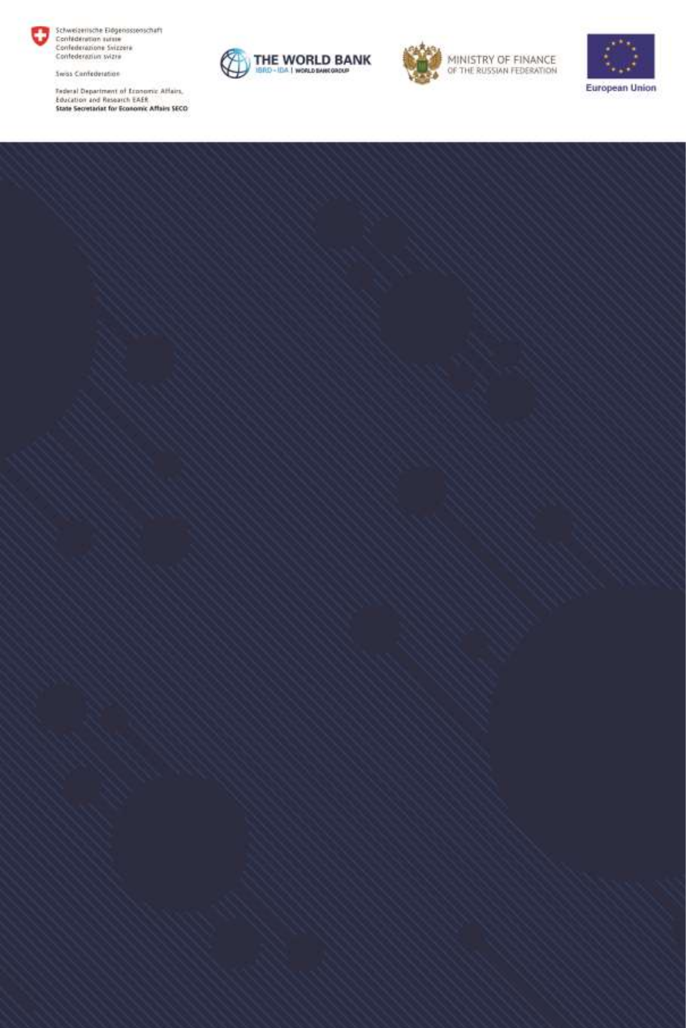Schweizerische Eidgenossenschaft
Confédération suisse
Confederazione Svizzera
Confederaziun svizra

Swiss Confederation

Federal Department of Economic Affairs,
Education and Research EAER
**State Secretariat for Economic Affairs SECO**

THE WORLD BANK
IBRD · IDA | WORLD BANK GROUP

MINISTRY OF FINANCE
OF THE RUSSIAN FEDERATION

European Union